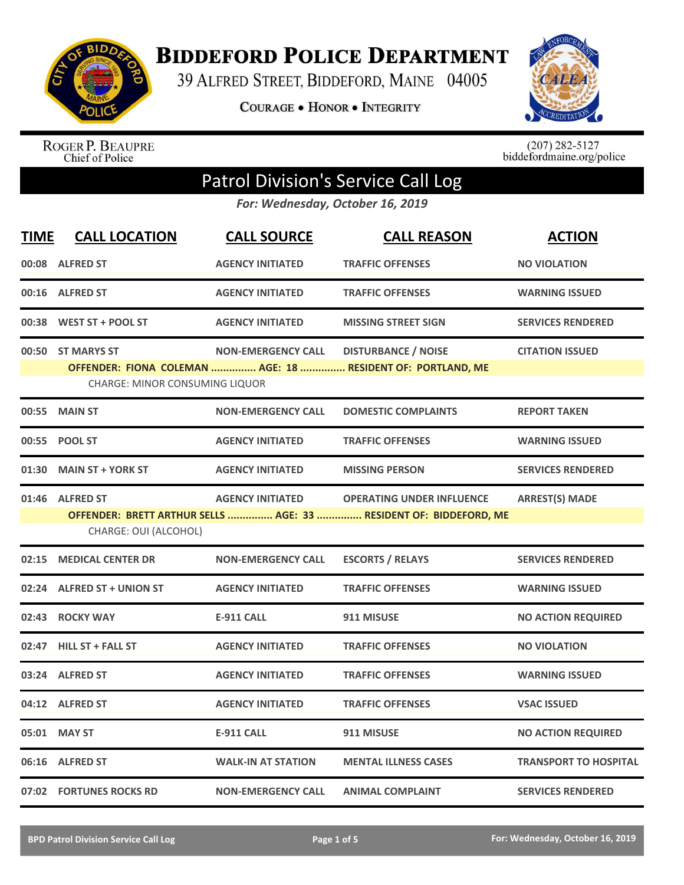# Biddeford Police Department

39 Alfred Street, Biddeford, Maine 04005

Courage • Honor • Integrity

Roger P. Beaupre
Chief of Police

(207) 282-5127
biddefordmaine.org/police

## Patrol Division's Service Call Log

*For: Wednesday, October 16, 2019*

| TIME | CALL LOCATION | CALL SOURCE | CALL REASON | ACTION |
|---|---|---|---|---|
| 00:08 | ALFRED ST | AGENCY INITIATED | TRAFFIC OFFENSES | NO VIOLATION |
| 00:16 | ALFRED ST | AGENCY INITIATED | TRAFFIC OFFENSES | WARNING ISSUED |
| 00:38 | WEST ST + POOL ST | AGENCY INITIATED | MISSING STREET SIGN | SERVICES RENDERED |
| 00:50 | ST MARYS ST | NON-EMERGENCY CALL | DISTURBANCE / NOISE | CITATION ISSUED |
| | OFFENDER: FIONA COLEMAN ............... AGE: 18 ............... RESIDENT OF: PORTLAND, ME | | | |
| | CHARGE: MINOR CONSUMING LIQUOR | | | |
| 00:55 | MAIN ST | NON-EMERGENCY CALL | DOMESTIC COMPLAINTS | REPORT TAKEN |
| 00:55 | POOL ST | AGENCY INITIATED | TRAFFIC OFFENSES | WARNING ISSUED |
| 01:30 | MAIN ST + YORK ST | AGENCY INITIATED | MISSING PERSON | SERVICES RENDERED |
| 01:46 | ALFRED ST | AGENCY INITIATED | OPERATING UNDER INFLUENCE | ARREST(S) MADE |
| | OFFENDER: BRETT ARTHUR SELLS ............... AGE: 33 ............... RESIDENT OF: BIDDEFORD, ME | | | |
| | CHARGE: OUI (ALCOHOL) | | | |
| 02:15 | MEDICAL CENTER DR | NON-EMERGENCY CALL | ESCORTS / RELAYS | SERVICES RENDERED |
| 02:24 | ALFRED ST + UNION ST | AGENCY INITIATED | TRAFFIC OFFENSES | WARNING ISSUED |
| 02:43 | ROCKY WAY | E-911 CALL | 911 MISUSE | NO ACTION REQUIRED |
| 02:47 | HILL ST + FALL ST | AGENCY INITIATED | TRAFFIC OFFENSES | NO VIOLATION |
| 03:24 | ALFRED ST | AGENCY INITIATED | TRAFFIC OFFENSES | WARNING ISSUED |
| 04:12 | ALFRED ST | AGENCY INITIATED | TRAFFIC OFFENSES | VSAC ISSUED |
| 05:01 | MAY ST | E-911 CALL | 911 MISUSE | NO ACTION REQUIRED |
| 06:16 | ALFRED ST | WALK-IN AT STATION | MENTAL ILLNESS CASES | TRANSPORT TO HOSPITAL |
| 07:02 | FORTUNES ROCKS RD | NON-EMERGENCY CALL | ANIMAL COMPLAINT | SERVICES RENDERED |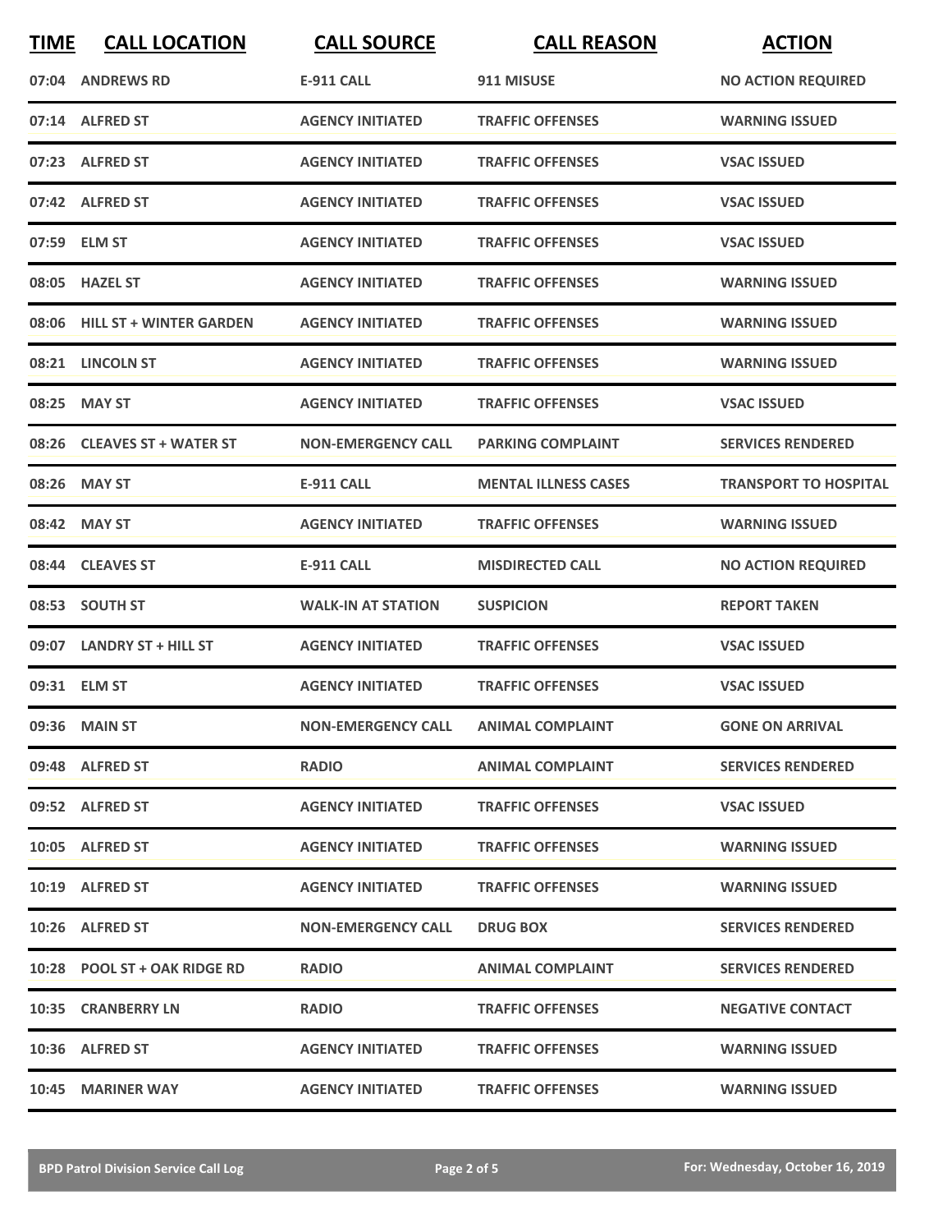| TIME | CALL LOCATION | CALL SOURCE | CALL REASON | ACTION |
| --- | --- | --- | --- | --- |
| 07:04 | ANDREWS RD | E-911 CALL | 911 MISUSE | NO ACTION REQUIRED |
| 07:14 | ALFRED ST | AGENCY INITIATED | TRAFFIC OFFENSES | WARNING ISSUED |
| 07:23 | ALFRED ST | AGENCY INITIATED | TRAFFIC OFFENSES | VSAC ISSUED |
| 07:42 | ALFRED ST | AGENCY INITIATED | TRAFFIC OFFENSES | VSAC ISSUED |
| 07:59 | ELM ST | AGENCY INITIATED | TRAFFIC OFFENSES | VSAC ISSUED |
| 08:05 | HAZEL ST | AGENCY INITIATED | TRAFFIC OFFENSES | WARNING ISSUED |
| 08:06 | HILL ST + WINTER GARDEN | AGENCY INITIATED | TRAFFIC OFFENSES | WARNING ISSUED |
| 08:21 | LINCOLN ST | AGENCY INITIATED | TRAFFIC OFFENSES | WARNING ISSUED |
| 08:25 | MAY ST | AGENCY INITIATED | TRAFFIC OFFENSES | VSAC ISSUED |
| 08:26 | CLEAVES ST + WATER ST | NON-EMERGENCY CALL | PARKING COMPLAINT | SERVICES RENDERED |
| 08:26 | MAY ST | E-911 CALL | MENTAL ILLNESS CASES | TRANSPORT TO HOSPITAL |
| 08:42 | MAY ST | AGENCY INITIATED | TRAFFIC OFFENSES | WARNING ISSUED |
| 08:44 | CLEAVES ST | E-911 CALL | MISDIRECTED CALL | NO ACTION REQUIRED |
| 08:53 | SOUTH ST | WALK-IN AT STATION | SUSPICION | REPORT TAKEN |
| 09:07 | LANDRY ST + HILL ST | AGENCY INITIATED | TRAFFIC OFFENSES | VSAC ISSUED |
| 09:31 | ELM ST | AGENCY INITIATED | TRAFFIC OFFENSES | VSAC ISSUED |
| 09:36 | MAIN ST | NON-EMERGENCY CALL | ANIMAL COMPLAINT | GONE ON ARRIVAL |
| 09:48 | ALFRED ST | RADIO | ANIMAL COMPLAINT | SERVICES RENDERED |
| 09:52 | ALFRED ST | AGENCY INITIATED | TRAFFIC OFFENSES | VSAC ISSUED |
| 10:05 | ALFRED ST | AGENCY INITIATED | TRAFFIC OFFENSES | WARNING ISSUED |
| 10:19 | ALFRED ST | AGENCY INITIATED | TRAFFIC OFFENSES | WARNING ISSUED |
| 10:26 | ALFRED ST | NON-EMERGENCY CALL | DRUG BOX | SERVICES RENDERED |
| 10:28 | POOL ST + OAK RIDGE RD | RADIO | ANIMAL COMPLAINT | SERVICES RENDERED |
| 10:35 | CRANBERRY LN | RADIO | TRAFFIC OFFENSES | NEGATIVE CONTACT |
| 10:36 | ALFRED ST | AGENCY INITIATED | TRAFFIC OFFENSES | WARNING ISSUED |
| 10:45 | MARINER WAY | AGENCY INITIATED | TRAFFIC OFFENSES | WARNING ISSUED |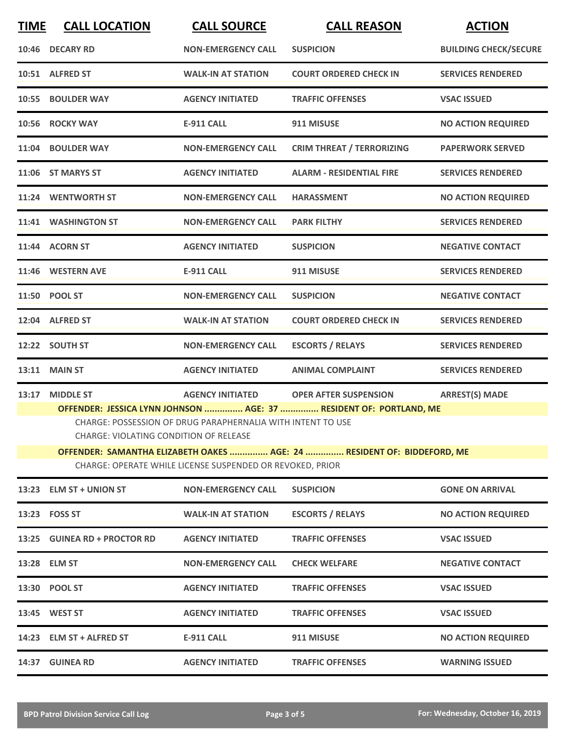| TIME | CALL LOCATION | CALL SOURCE | CALL REASON | ACTION |
|---|---|---|---|---|
| 10:46 | DECARY RD | NON-EMERGENCY CALL | SUSPICION | BUILDING CHECK/SECURE |
| 10:51 | ALFRED ST | WALK-IN AT STATION | COURT ORDERED CHECK IN | SERVICES RENDERED |
| 10:55 | BOULDER WAY | AGENCY INITIATED | TRAFFIC OFFENSES | VSAC ISSUED |
| 10:56 | ROCKY WAY | E-911 CALL | 911 MISUSE | NO ACTION REQUIRED |
| 11:04 | BOULDER WAY | NON-EMERGENCY CALL | CRIM THREAT / TERRORIZING | PAPERWORK SERVED |
| 11:06 | ST MARYS ST | AGENCY INITIATED | ALARM - RESIDENTIAL FIRE | SERVICES RENDERED |
| 11:24 | WENTWORTH ST | NON-EMERGENCY CALL | HARASSMENT | NO ACTION REQUIRED |
| 11:41 | WASHINGTON ST | NON-EMERGENCY CALL | PARK FILTHY | SERVICES RENDERED |
| 11:44 | ACORN ST | AGENCY INITIATED | SUSPICION | NEGATIVE CONTACT |
| 11:46 | WESTERN AVE | E-911 CALL | 911 MISUSE | SERVICES RENDERED |
| 11:50 | POOL ST | NON-EMERGENCY CALL | SUSPICION | NEGATIVE CONTACT |
| 12:04 | ALFRED ST | WALK-IN AT STATION | COURT ORDERED CHECK IN | SERVICES RENDERED |
| 12:22 | SOUTH ST | NON-EMERGENCY CALL | ESCORTS / RELAYS | SERVICES RENDERED |
| 13:11 | MAIN ST | AGENCY INITIATED | ANIMAL COMPLAINT | SERVICES RENDERED |
| 13:17 | MIDDLE ST | AGENCY INITIATED | OPER AFTER SUSPENSION | ARREST(S) MADE |

**OFFENDER: JESSICA LYNN JOHNSON ............... AGE: 37 ............... RESIDENT OF: PORTLAND, ME**

CHARGE: POSSESSION OF DRUG PARAPHERNALIA WITH INTENT TO USE

CHARGE: VIOLATING CONDITION OF RELEASE

**OFFENDER: SAMANTHA ELIZABETH OAKES ............... AGE: 24 ............... RESIDENT OF: BIDDEFORD, ME**

CHARGE: OPERATE WHILE LICENSE SUSPENDED OR REVOKED, PRIOR

| TIME | CALL LOCATION | CALL SOURCE | CALL REASON | ACTION |
|---|---|---|---|---|
| 13:23 | ELM ST + UNION ST | NON-EMERGENCY CALL | SUSPICION | GONE ON ARRIVAL |
| 13:23 | FOSS ST | WALK-IN AT STATION | ESCORTS / RELAYS | NO ACTION REQUIRED |
| 13:25 | GUINEA RD + PROCTOR RD | AGENCY INITIATED | TRAFFIC OFFENSES | VSAC ISSUED |
| 13:28 | ELM ST | NON-EMERGENCY CALL | CHECK WELFARE | NEGATIVE CONTACT |
| 13:30 | POOL ST | AGENCY INITIATED | TRAFFIC OFFENSES | VSAC ISSUED |
| 13:45 | WEST ST | AGENCY INITIATED | TRAFFIC OFFENSES | VSAC ISSUED |
| 14:23 | ELM ST + ALFRED ST | E-911 CALL | 911 MISUSE | NO ACTION REQUIRED |
| 14:37 | GUINEA RD | AGENCY INITIATED | TRAFFIC OFFENSES | WARNING ISSUED |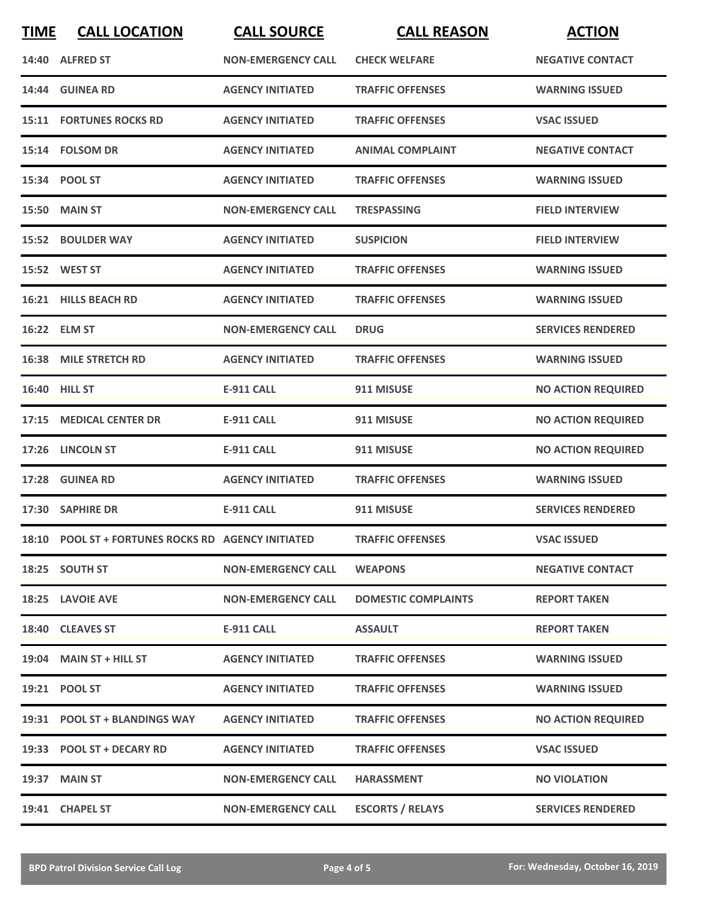| TIME | CALL LOCATION | CALL SOURCE | CALL REASON | ACTION |
|---|---|---|---|---|
| 14:40 | ALFRED ST | NON-EMERGENCY CALL | CHECK WELFARE | NEGATIVE CONTACT |
| 14:44 | GUINEA RD | AGENCY INITIATED | TRAFFIC OFFENSES | WARNING ISSUED |
| 15:11 | FORTUNES ROCKS RD | AGENCY INITIATED | TRAFFIC OFFENSES | VSAC ISSUED |
| 15:14 | FOLSOM DR | AGENCY INITIATED | ANIMAL COMPLAINT | NEGATIVE CONTACT |
| 15:34 | POOL ST | AGENCY INITIATED | TRAFFIC OFFENSES | WARNING ISSUED |
| 15:50 | MAIN ST | NON-EMERGENCY CALL | TRESPASSING | FIELD INTERVIEW |
| 15:52 | BOULDER WAY | AGENCY INITIATED | SUSPICION | FIELD INTERVIEW |
| 15:52 | WEST ST | AGENCY INITIATED | TRAFFIC OFFENSES | WARNING ISSUED |
| 16:21 | HILLS BEACH RD | AGENCY INITIATED | TRAFFIC OFFENSES | WARNING ISSUED |
| 16:22 | ELM ST | NON-EMERGENCY CALL | DRUG | SERVICES RENDERED |
| 16:38 | MILE STRETCH RD | AGENCY INITIATED | TRAFFIC OFFENSES | WARNING ISSUED |
| 16:40 | HILL ST | E-911 CALL | 911 MISUSE | NO ACTION REQUIRED |
| 17:15 | MEDICAL CENTER DR | E-911 CALL | 911 MISUSE | NO ACTION REQUIRED |
| 17:26 | LINCOLN ST | E-911 CALL | 911 MISUSE | NO ACTION REQUIRED |
| 17:28 | GUINEA RD | AGENCY INITIATED | TRAFFIC OFFENSES | WARNING ISSUED |
| 17:30 | SAPHIRE DR | E-911 CALL | 911 MISUSE | SERVICES RENDERED |
| 18:10 | POOL ST + FORTUNES ROCKS RD | AGENCY INITIATED | TRAFFIC OFFENSES | VSAC ISSUED |
| 18:25 | SOUTH ST | NON-EMERGENCY CALL | WEAPONS | NEGATIVE CONTACT |
| 18:25 | LAVOIE AVE | NON-EMERGENCY CALL | DOMESTIC COMPLAINTS | REPORT TAKEN |
| 18:40 | CLEAVES ST | E-911 CALL | ASSAULT | REPORT TAKEN |
| 19:04 | MAIN ST + HILL ST | AGENCY INITIATED | TRAFFIC OFFENSES | WARNING ISSUED |
| 19:21 | POOL ST | AGENCY INITIATED | TRAFFIC OFFENSES | WARNING ISSUED |
| 19:31 | POOL ST + BLANDINGS WAY | AGENCY INITIATED | TRAFFIC OFFENSES | NO ACTION REQUIRED |
| 19:33 | POOL ST + DECARY RD | AGENCY INITIATED | TRAFFIC OFFENSES | VSAC ISSUED |
| 19:37 | MAIN ST | NON-EMERGENCY CALL | HARASSMENT | NO VIOLATION |
| 19:41 | CHAPEL ST | NON-EMERGENCY CALL | ESCORTS / RELAYS | SERVICES RENDERED |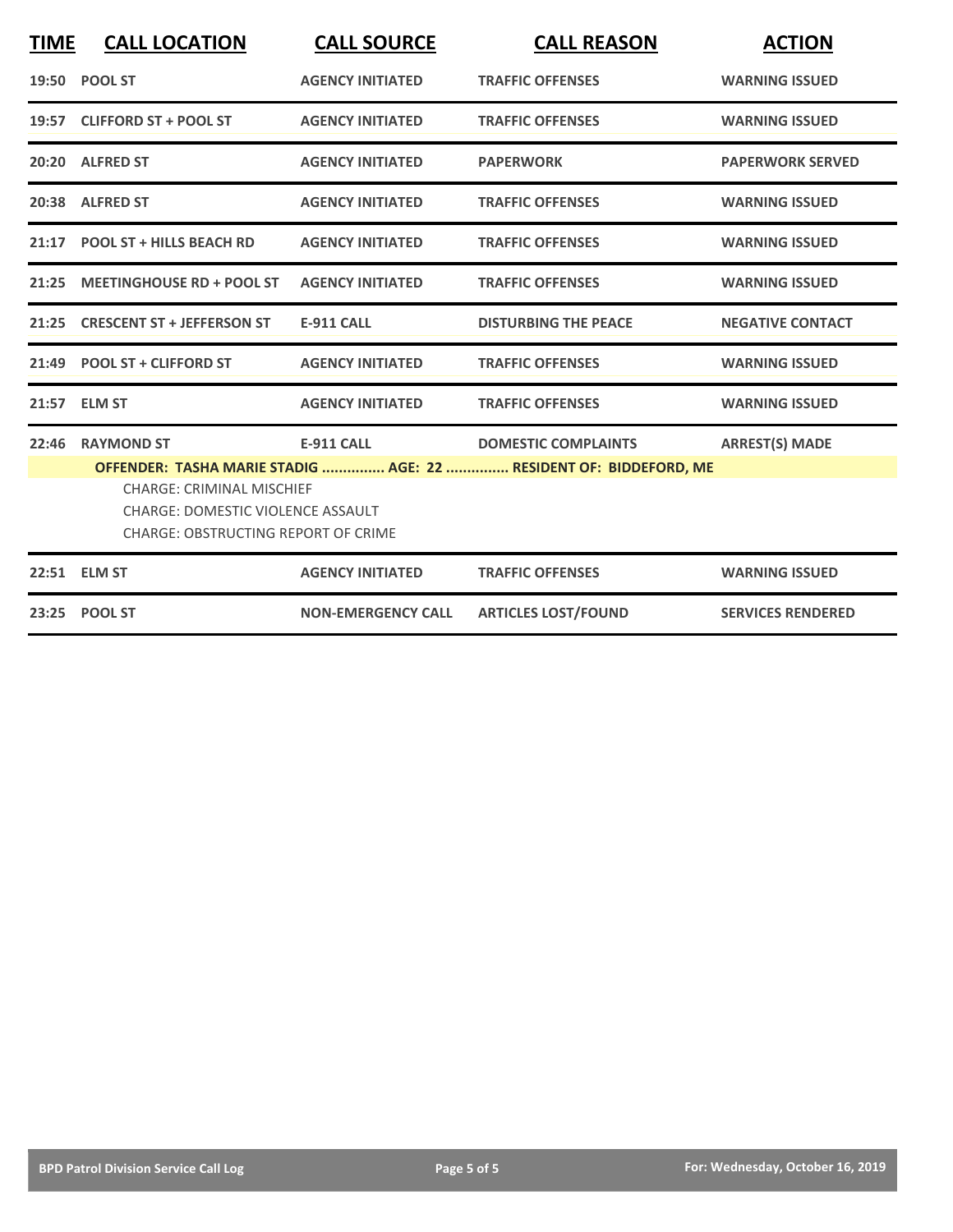| TIME | CALL LOCATION | CALL SOURCE | CALL REASON | ACTION |
|---|---|---|---|---|
| 19:50 | POOL ST | AGENCY INITIATED | TRAFFIC OFFENSES | WARNING ISSUED |
| 19:57 | CLIFFORD ST + POOL ST | AGENCY INITIATED | TRAFFIC OFFENSES | WARNING ISSUED |
| 20:20 | ALFRED ST | AGENCY INITIATED | PAPERWORK | PAPERWORK SERVED |
| 20:38 | ALFRED ST | AGENCY INITIATED | TRAFFIC OFFENSES | WARNING ISSUED |
| 21:17 | POOL ST + HILLS BEACH RD | AGENCY INITIATED | TRAFFIC OFFENSES | WARNING ISSUED |
| 21:25 | MEETINGHOUSE RD + POOL ST | AGENCY INITIATED | TRAFFIC OFFENSES | WARNING ISSUED |
| 21:25 | CRESCENT ST + JEFFERSON ST | E-911 CALL | DISTURBING THE PEACE | NEGATIVE CONTACT |
| 21:49 | POOL ST + CLIFFORD ST | AGENCY INITIATED | TRAFFIC OFFENSES | WARNING ISSUED |
| 21:57 | ELM ST | AGENCY INITIATED | TRAFFIC OFFENSES | WARNING ISSUED |
| 22:46 | RAYMOND ST | E-911 CALL | DOMESTIC COMPLAINTS | ARREST(S) MADE |

**OFFENDER: TASHA MARIE STADIG ............... AGE: 22 ............... RESIDENT OF: BIDDEFORD, ME**

CHARGE: CRIMINAL MISCHIEF
CHARGE: DOMESTIC VIOLENCE ASSAULT
CHARGE: OBSTRUCTING REPORT OF CRIME

| TIME | CALL LOCATION | CALL SOURCE | CALL REASON | ACTION |
|---|---|---|---|---|
| 22:51 | ELM ST | AGENCY INITIATED | TRAFFIC OFFENSES | WARNING ISSUED |
| 23:25 | POOL ST | NON-EMERGENCY CALL | ARTICLES LOST/FOUND | SERVICES RENDERED |